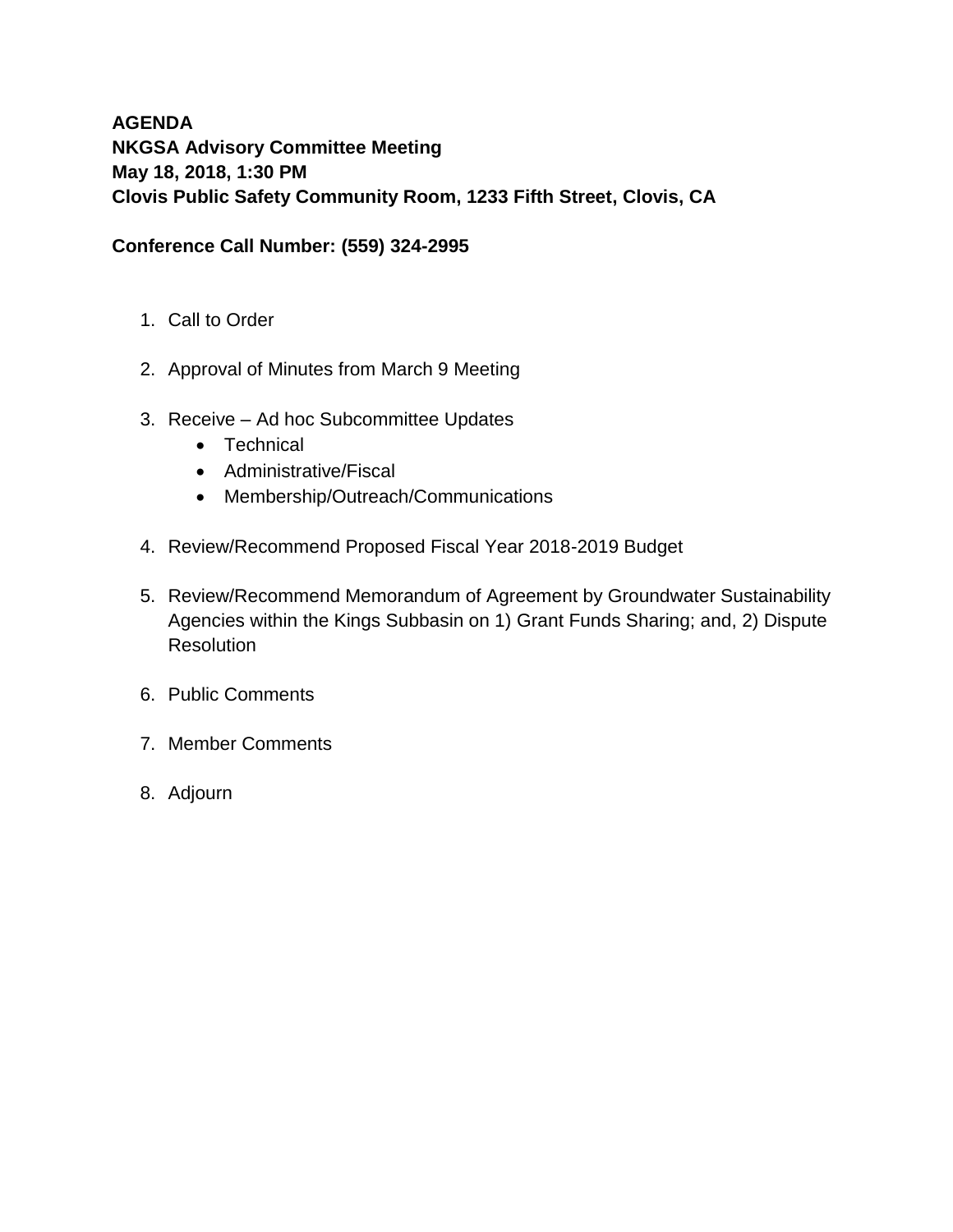**AGENDA**
**NKGSA Advisory Committee Meeting**
**May 18, 2018, 1:30 PM**
**Clovis Public Safety Community Room, 1233 Fifth Street, Clovis, CA**

**Conference Call Number: (559) 324-2995**

1. Call to Order

2. Approval of Minutes from March 9 Meeting

3. Receive – Ad hoc Subcommittee Updates
   - Technical
   - Administrative/Fiscal
   - Membership/Outreach/Communications

4. Review/Recommend Proposed Fiscal Year 2018-2019 Budget

5. Review/Recommend Memorandum of Agreement by Groundwater Sustainability Agencies within the Kings Subbasin on 1) Grant Funds Sharing; and, 2) Dispute Resolution

6. Public Comments

7. Member Comments

8. Adjourn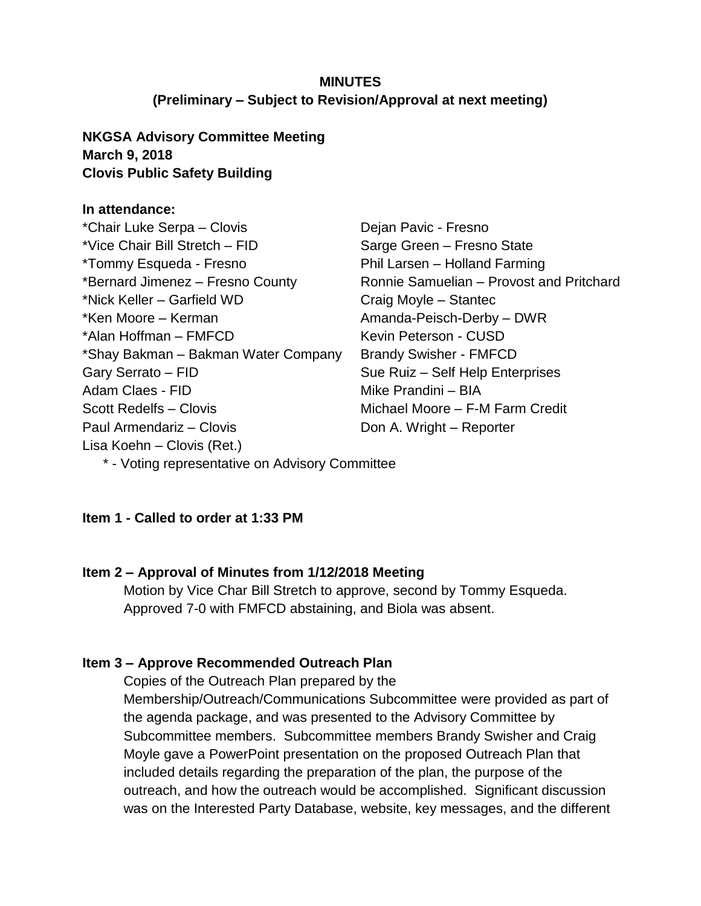**MINUTES**
**(Preliminary – Subject to Revision/Approval at next meeting)**

**NKGSA Advisory Committee Meeting**
**March 9, 2018**
**Clovis Public Safety Building**

**In attendance:**

*Chair Luke Serpa – Clovis
*Vice Chair Bill Stretch – FID
*Tommy Esqueda - Fresno
*Bernard Jimenez – Fresno County
*Nick Keller – Garfield WD
*Ken Moore – Kerman
*Alan Hoffman – FMFCD
*Shay Bakman – Bakman Water Company
Gary Serrato – FID
Adam Claes - FID
Scott Redelfs – Clovis
Paul Armendariz – Clovis
Lisa Koehn – Clovis (Ret.)
Dejan Pavic - Fresno
Sarge Green – Fresno State
Phil Larsen – Holland Farming
Ronnie Samuelian – Provost and Pritchard
Craig Moyle – Stantec
Amanda-Peisch-Derby – DWR
Kevin Peterson - CUSD
Brandy Swisher - FMFCD
Sue Ruiz – Self Help Enterprises
Mike Prandini – BIA
Michael Moore – F-M Farm Credit
Don A. Wright – Reporter

\* - Voting representative on Advisory Committee

**Item 1 - Called to order at 1:33 PM**

**Item 2 – Approval of Minutes from 1/12/2018 Meeting**

Motion by Vice Char Bill Stretch to approve, second by Tommy Esqueda. Approved 7-0 with FMFCD abstaining, and Biola was absent.

**Item 3 – Approve Recommended Outreach Plan**

Copies of the Outreach Plan prepared by the Membership/Outreach/Communications Subcommittee were provided as part of the agenda package, and was presented to the Advisory Committee by Subcommittee members. Subcommittee members Brandy Swisher and Craig Moyle gave a PowerPoint presentation on the proposed Outreach Plan that included details regarding the preparation of the plan, the purpose of the outreach, and how the outreach would be accomplished. Significant discussion was on the Interested Party Database, website, key messages, and the different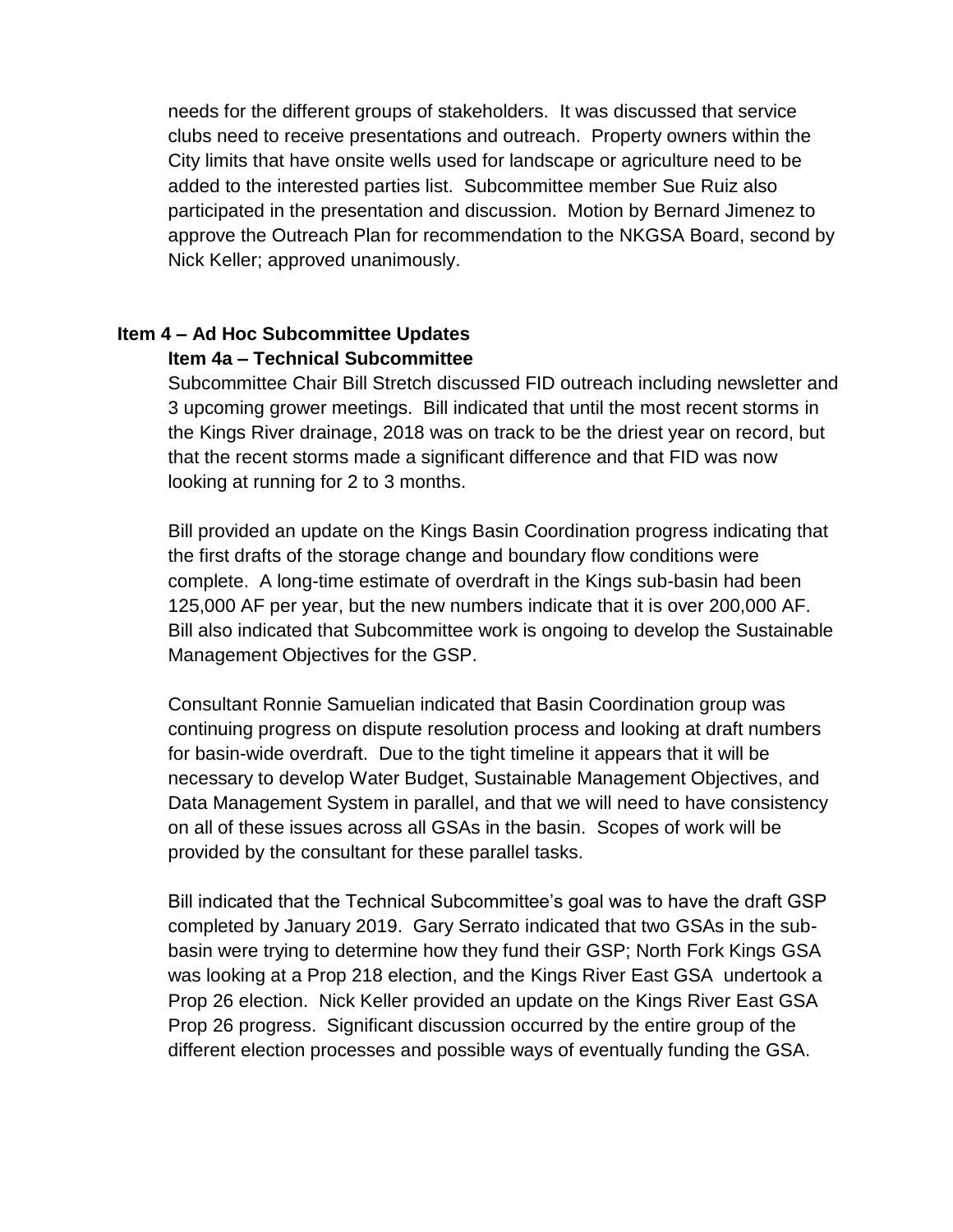needs for the different groups of stakeholders. It was discussed that service clubs need to receive presentations and outreach. Property owners within the City limits that have onsite wells used for landscape or agriculture need to be added to the interested parties list. Subcommittee member Sue Ruiz also participated in the presentation and discussion. Motion by Bernard Jimenez to approve the Outreach Plan for recommendation to the NKGSA Board, second by Nick Keller; approved unanimously.

## Item 4 – Ad Hoc Subcommittee Updates

### Item 4a – Technical Subcommittee

Subcommittee Chair Bill Stretch discussed FID outreach including newsletter and 3 upcoming grower meetings. Bill indicated that until the most recent storms in the Kings River drainage, 2018 was on track to be the driest year on record, but that the recent storms made a significant difference and that FID was now looking at running for 2 to 3 months.

Bill provided an update on the Kings Basin Coordination progress indicating that the first drafts of the storage change and boundary flow conditions were complete. A long-time estimate of overdraft in the Kings sub-basin had been 125,000 AF per year, but the new numbers indicate that it is over 200,000 AF. Bill also indicated that Subcommittee work is ongoing to develop the Sustainable Management Objectives for the GSP.

Consultant Ronnie Samuelian indicated that Basin Coordination group was continuing progress on dispute resolution process and looking at draft numbers for basin-wide overdraft. Due to the tight timeline it appears that it will be necessary to develop Water Budget, Sustainable Management Objectives, and Data Management System in parallel, and that we will need to have consistency on all of these issues across all GSAs in the basin. Scopes of work will be provided by the consultant for these parallel tasks.

Bill indicated that the Technical Subcommittee's goal was to have the draft GSP completed by January 2019. Gary Serrato indicated that two GSAs in the sub-basin were trying to determine how they fund their GSP; North Fork Kings GSA was looking at a Prop 218 election, and the Kings River East GSA undertook a Prop 26 election. Nick Keller provided an update on the Kings River East GSA Prop 26 progress. Significant discussion occurred by the entire group of the different election processes and possible ways of eventually funding the GSA.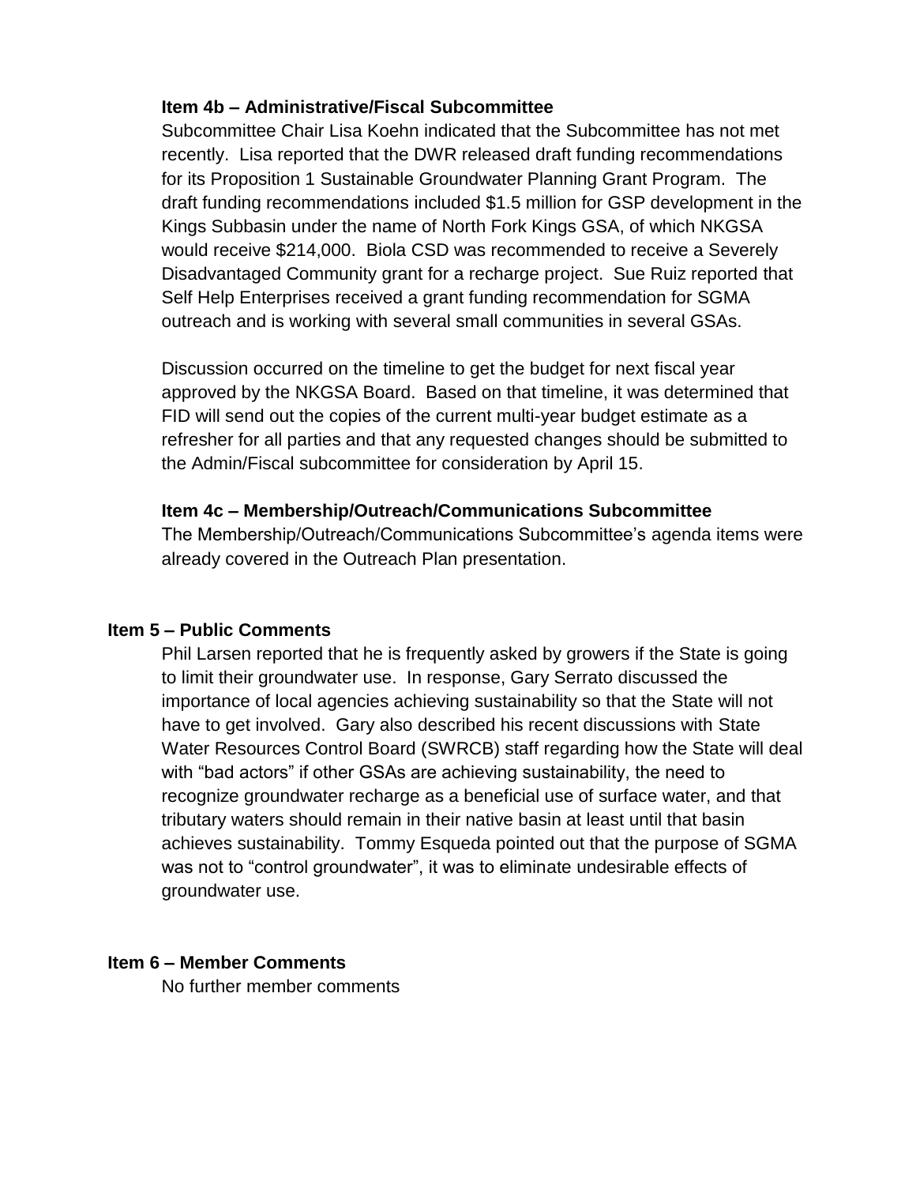**Item 4b – Administrative/Fiscal Subcommittee**

Subcommittee Chair Lisa Koehn indicated that the Subcommittee has not met recently. Lisa reported that the DWR released draft funding recommendations for its Proposition 1 Sustainable Groundwater Planning Grant Program. The draft funding recommendations included $1.5 million for GSP development in the Kings Subbasin under the name of North Fork Kings GSA, of which NKGSA would receive $214,000. Biola CSD was recommended to receive a Severely Disadvantaged Community grant for a recharge project. Sue Ruiz reported that Self Help Enterprises received a grant funding recommendation for SGMA outreach and is working with several small communities in several GSAs.

Discussion occurred on the timeline to get the budget for next fiscal year approved by the NKGSA Board. Based on that timeline, it was determined that FID will send out the copies of the current multi-year budget estimate as a refresher for all parties and that any requested changes should be submitted to the Admin/Fiscal subcommittee for consideration by April 15.

**Item 4c – Membership/Outreach/Communications Subcommittee**

The Membership/Outreach/Communications Subcommittee's agenda items were already covered in the Outreach Plan presentation.

**Item 5 – Public Comments**

Phil Larsen reported that he is frequently asked by growers if the State is going to limit their groundwater use. In response, Gary Serrato discussed the importance of local agencies achieving sustainability so that the State will not have to get involved. Gary also described his recent discussions with State Water Resources Control Board (SWRCB) staff regarding how the State will deal with "bad actors" if other GSAs are achieving sustainability, the need to recognize groundwater recharge as a beneficial use of surface water, and that tributary waters should remain in their native basin at least until that basin achieves sustainability. Tommy Esqueda pointed out that the purpose of SGMA was not to "control groundwater", it was to eliminate undesirable effects of groundwater use.

**Item 6 – Member Comments**

No further member comments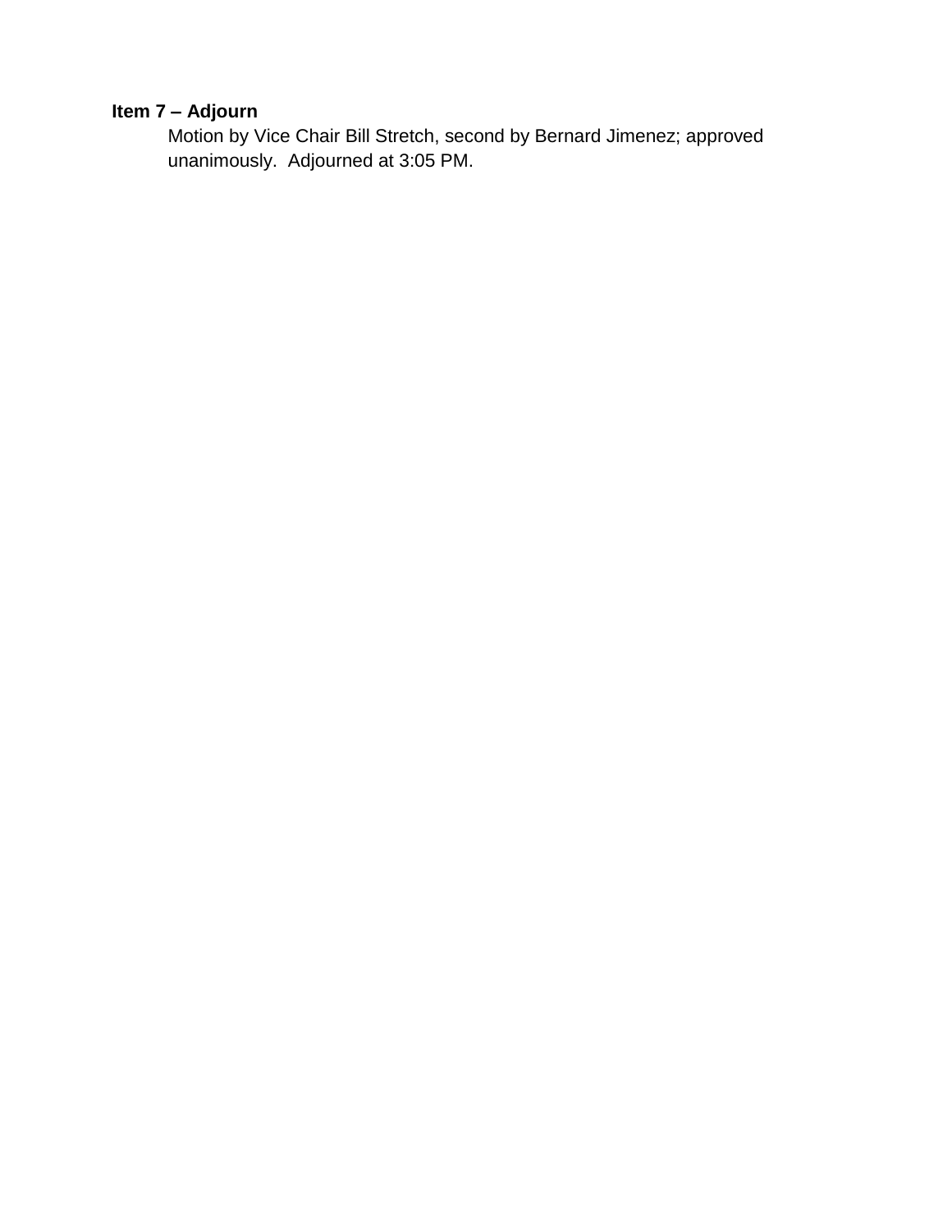**Item 7 – Adjourn**

Motion by Vice Chair Bill Stretch, second by Bernard Jimenez; approved unanimously. Adjourned at 3:05 PM.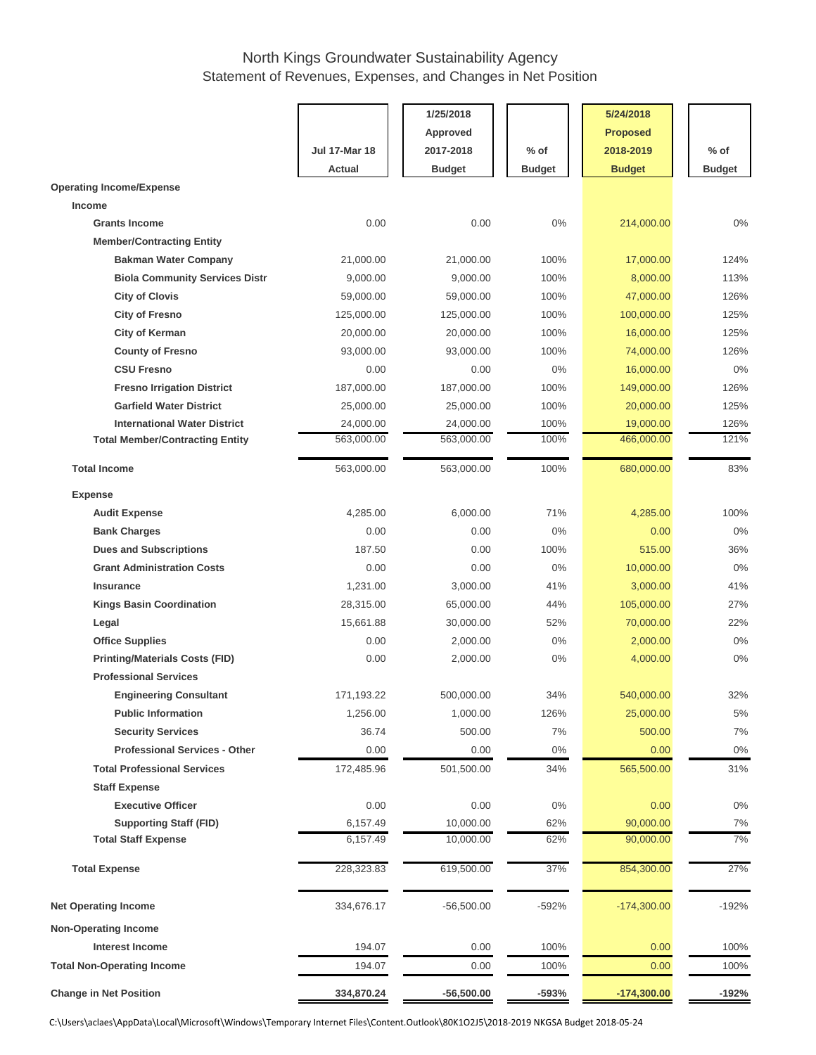# North Kings Groundwater Sustainability Agency

## Statement of Revenues, Expenses, and Changes in Net Position

| | Jul 17-Mar 18 Actual | 1/25/2018 Approved 2017-2018 Budget | % of Budget | 5/24/2018 Proposed 2018-2019 Budget | % of Budget |
|---|---|---|---|---|---|
| **Operating Income/Expense** | | | | | |
| **Income** | | | | | |
| **Grants Income** | 0.00 | 0.00 | 0% | 214,000.00 | 0% |
| **Member/Contracting Entity** | | | | | |
| **Bakman Water Company** | 21,000.00 | 21,000.00 | 100% | 17,000.00 | 124% |
| **Biola Community Services Distr** | 9,000.00 | 9,000.00 | 100% | 8,000.00 | 113% |
| **City of Clovis** | 59,000.00 | 59,000.00 | 100% | 47,000.00 | 126% |
| **City of Fresno** | 125,000.00 | 125,000.00 | 100% | 100,000.00 | 125% |
| **City of Kerman** | 20,000.00 | 20,000.00 | 100% | 16,000.00 | 125% |
| **County of Fresno** | 93,000.00 | 93,000.00 | 100% | 74,000.00 | 126% |
| **CSU Fresno** | 0.00 | 0.00 | 0% | 16,000.00 | 0% |
| **Fresno Irrigation District** | 187,000.00 | 187,000.00 | 100% | 149,000.00 | 126% |
| **Garfield Water District** | 25,000.00 | 25,000.00 | 100% | 20,000.00 | 125% |
| **International Water District** | 24,000.00 | 24,000.00 | 100% | 19,000.00 | 126% |
| **Total Member/Contracting Entity** | 563,000.00 | 563,000.00 | 100% | 466,000.00 | 121% |
| **Total Income** | 563,000.00 | 563,000.00 | 100% | 680,000.00 | 83% |
| **Expense** | | | | | |
| **Audit Expense** | 4,285.00 | 6,000.00 | 71% | 4,285.00 | 100% |
| **Bank Charges** | 0.00 | 0.00 | 0% | 0.00 | 0% |
| **Dues and Subscriptions** | 187.50 | 0.00 | 100% | 515.00 | 36% |
| **Grant Administration Costs** | 0.00 | 0.00 | 0% | 10,000.00 | 0% |
| **Insurance** | 1,231.00 | 3,000.00 | 41% | 3,000.00 | 41% |
| **Kings Basin Coordination** | 28,315.00 | 65,000.00 | 44% | 105,000.00 | 27% |
| **Legal** | 15,661.88 | 30,000.00 | 52% | 70,000.00 | 22% |
| **Office Supplies** | 0.00 | 2,000.00 | 0% | 2,000.00 | 0% |
| **Printing/Materials Costs (FID)** | 0.00 | 2,000.00 | 0% | 4,000.00 | 0% |
| **Professional Services** | | | | | |
| **Engineering Consultant** | 171,193.22 | 500,000.00 | 34% | 540,000.00 | 32% |
| **Public Information** | 1,256.00 | 1,000.00 | 126% | 25,000.00 | 5% |
| **Security Services** | 36.74 | 500.00 | 7% | 500.00 | 7% |
| **Professional Services - Other** | 0.00 | 0.00 | 0% | 0.00 | 0% |
| **Total Professional Services** | 172,485.96 | 501,500.00 | 34% | 565,500.00 | 31% |
| **Staff Expense** | | | | | |
| **Executive Officer** | 0.00 | 0.00 | 0% | 0.00 | 0% |
| **Supporting Staff (FID)** | 6,157.49 | 10,000.00 | 62% | 90,000.00 | 7% |
| **Total Staff Expense** | 6,157.49 | 10,000.00 | 62% | 90,000.00 | 7% |
| **Total Expense** | 228,323.83 | 619,500.00 | 37% | 854,300.00 | 27% |
| **Net Operating Income** | 334,676.17 | -56,500.00 | -592% | -174,300.00 | -192% |
| **Non-Operating Income** | | | | | |
| **Interest Income** | 194.07 | 0.00 | 100% | 0.00 | 100% |
| **Total Non-Operating Income** | 194.07 | 0.00 | 100% | 0.00 | 100% |
| **Change in Net Position** | **334,870.24** | **-56,500.00** | **-593%** | **-174,300.00** | **-192%** |

C:\Users\aclaes\AppData\Local\Microsoft\Windows\Temporary Internet Files\Content.Outlook\80K1O2J5\2018-2019 NKGSA Budget 2018-05-24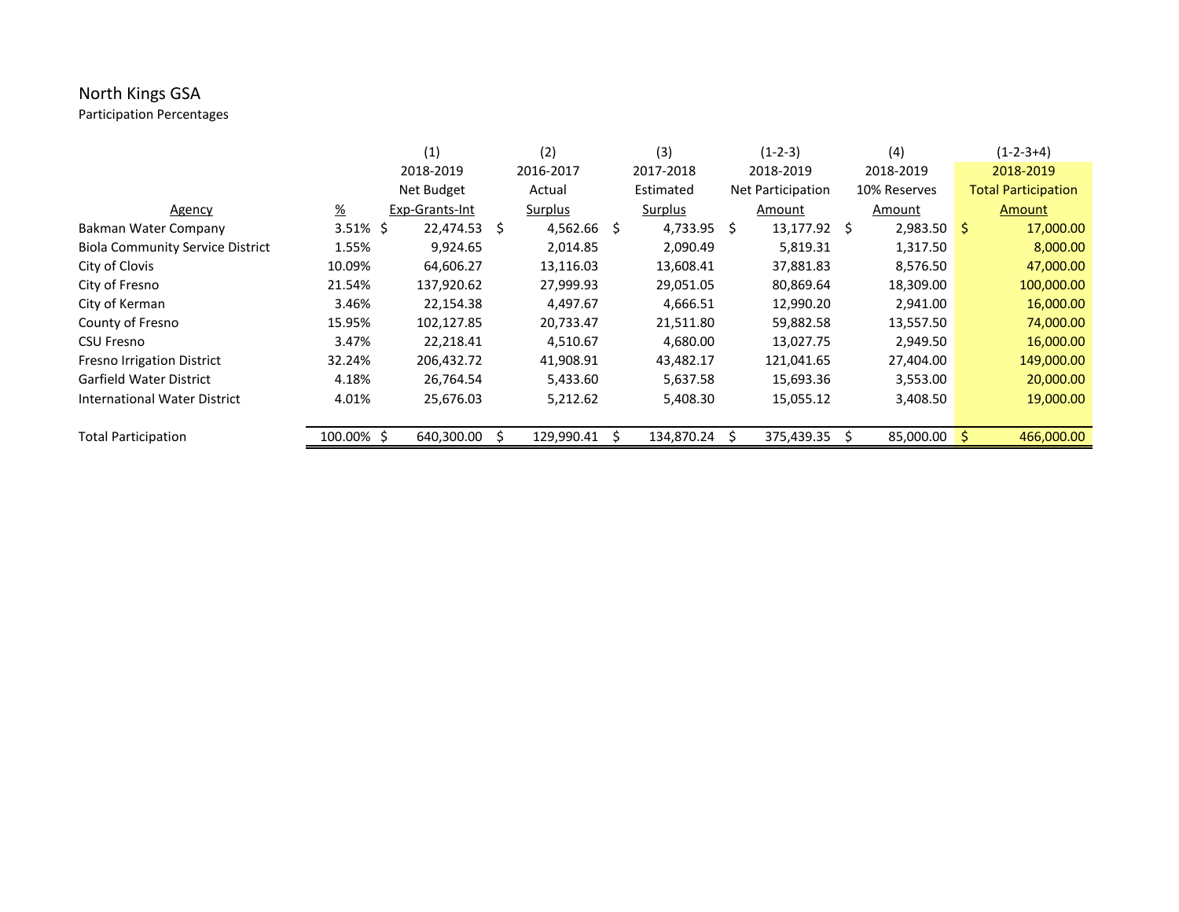North Kings GSA

Participation Percentages

| Agency | % | (1) 2018-2019 Net Budget Exp-Grants-Int | (2) 2016-2017 Actual Surplus | (3) 2017-2018 Estimated Surplus | (1-2-3) 2018-2019 Net Participation Amount | (4) 2018-2019 10% Reserves Amount | (1-2-3+4) 2018-2019 Total Participation Amount |
|---|---|---|---|---|---|---|---|
| Bakman Water Company | 3.51% | $ 22,474.53 | $ 4,562.66 | $ 4,733.95 | $ 13,177.92 | $ 2,983.50 | $ 17,000.00 |
| Biola Community Service District | 1.55% | 9,924.65 | 2,014.85 | 2,090.49 | 5,819.31 | 1,317.50 | 8,000.00 |
| City of Clovis | 10.09% | 64,606.27 | 13,116.03 | 13,608.41 | 37,881.83 | 8,576.50 | 47,000.00 |
| City of Fresno | 21.54% | 137,920.62 | 27,999.93 | 29,051.05 | 80,869.64 | 18,309.00 | 100,000.00 |
| City of Kerman | 3.46% | 22,154.38 | 4,497.67 | 4,666.51 | 12,990.20 | 2,941.00 | 16,000.00 |
| County of Fresno | 15.95% | 102,127.85 | 20,733.47 | 21,511.80 | 59,882.58 | 13,557.50 | 74,000.00 |
| CSU Fresno | 3.47% | 22,218.41 | 4,510.67 | 4,680.00 | 13,027.75 | 2,949.50 | 16,000.00 |
| Fresno Irrigation District | 32.24% | 206,432.72 | 41,908.91 | 43,482.17 | 121,041.65 | 27,404.00 | 149,000.00 |
| Garfield Water District | 4.18% | 26,764.54 | 5,433.60 | 5,637.58 | 15,693.36 | 3,553.00 | 20,000.00 |
| International Water District | 4.01% | 25,676.03 | 5,212.62 | 5,408.30 | 15,055.12 | 3,408.50 | 19,000.00 |
| Total Participation | 100.00% | $ 640,300.00 | $ 129,990.41 | $ 134,870.24 | $ 375,439.35 | $ 85,000.00 | $ 466,000.00 |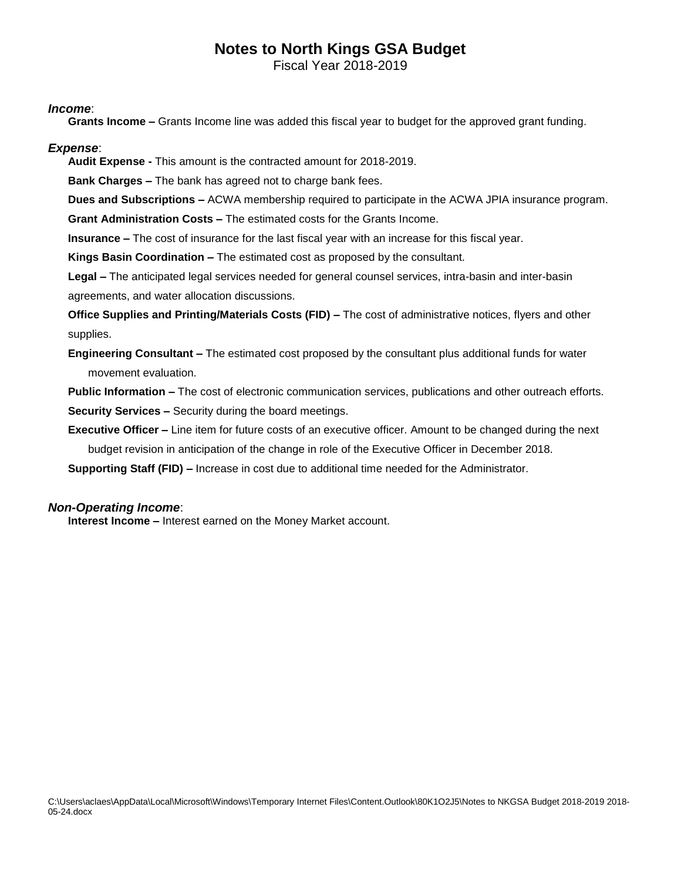# Notes to North Kings GSA Budget

Fiscal Year 2018-2019

***Income***:

**Grants Income –** Grants Income line was added this fiscal year to budget for the approved grant funding.

***Expense***:

**Audit Expense -** This amount is the contracted amount for 2018-2019.

**Bank Charges –** The bank has agreed not to charge bank fees.

**Dues and Subscriptions –** ACWA membership required to participate in the ACWA JPIA insurance program.

**Grant Administration Costs –** The estimated costs for the Grants Income.

**Insurance –** The cost of insurance for the last fiscal year with an increase for this fiscal year.

**Kings Basin Coordination –** The estimated cost as proposed by the consultant.

**Legal –** The anticipated legal services needed for general counsel services, intra-basin and inter-basin agreements, and water allocation discussions.

**Office Supplies and Printing/Materials Costs (FID) –** The cost of administrative notices, flyers and other supplies.

**Engineering Consultant –** The estimated cost proposed by the consultant plus additional funds for water movement evaluation.

**Public Information –** The cost of electronic communication services, publications and other outreach efforts.

**Security Services –** Security during the board meetings.

**Executive Officer –** Line item for future costs of an executive officer. Amount to be changed during the next budget revision in anticipation of the change in role of the Executive Officer in December 2018.

**Supporting Staff (FID) –** Increase in cost due to additional time needed for the Administrator.

***Non-Operating Income***:

**Interest Income –** Interest earned on the Money Market account.

C:\Users\aclaes\AppData\Local\Microsoft\Windows\Temporary Internet Files\Content.Outlook\80K1O2J5\Notes to NKGSA Budget 2018-2019 2018-05-24.docx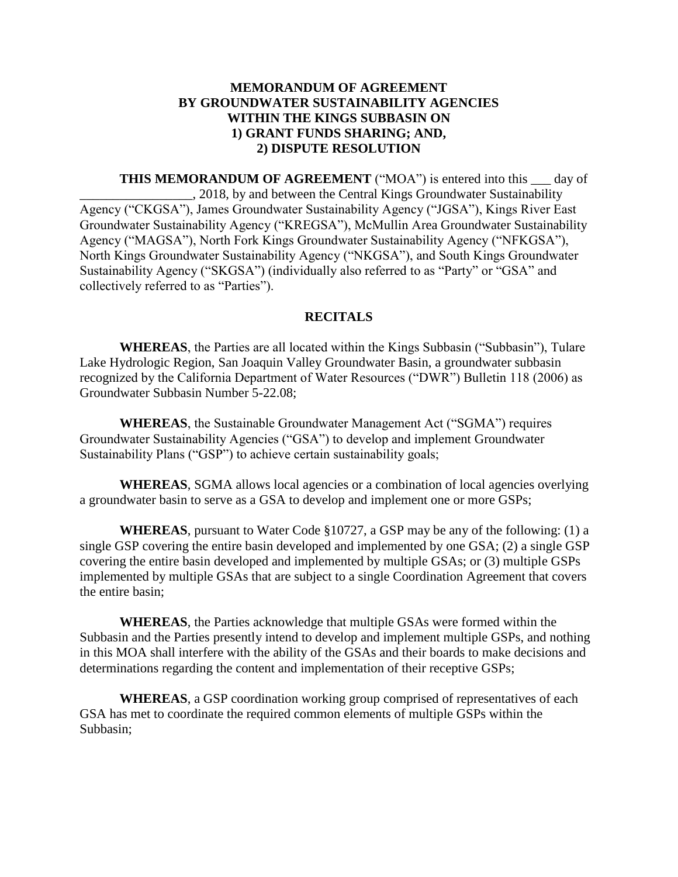**MEMORANDUM OF AGREEMENT**
**BY GROUNDWATER SUSTAINABILITY AGENCIES**
**WITHIN THE KINGS SUBBASIN ON**
**1) GRANT FUNDS SHARING; AND,**
**2) DISPUTE RESOLUTION**

**THIS MEMORANDUM OF AGREEMENT** ("MOA") is entered into this ___ day of _________________, 2018, by and between the Central Kings Groundwater Sustainability Agency ("CKGSA"), James Groundwater Sustainability Agency ("JGSA"), Kings River East Groundwater Sustainability Agency ("KREGSA"), McMullin Area Groundwater Sustainability Agency ("MAGSA"), North Fork Kings Groundwater Sustainability Agency ("NFKGSA"), North Kings Groundwater Sustainability Agency ("NKGSA"), and South Kings Groundwater Sustainability Agency ("SKGSA") (individually also referred to as "Party" or "GSA" and collectively referred to as "Parties").

**RECITALS**

**WHEREAS**, the Parties are all located within the Kings Subbasin ("Subbasin"), Tulare Lake Hydrologic Region, San Joaquin Valley Groundwater Basin, a groundwater subbasin recognized by the California Department of Water Resources ("DWR") Bulletin 118 (2006) as Groundwater Subbasin Number 5-22.08;

**WHEREAS**, the Sustainable Groundwater Management Act ("SGMA") requires Groundwater Sustainability Agencies ("GSA") to develop and implement Groundwater Sustainability Plans ("GSP") to achieve certain sustainability goals;

**WHEREAS**, SGMA allows local agencies or a combination of local agencies overlying a groundwater basin to serve as a GSA to develop and implement one or more GSPs;

**WHEREAS**, pursuant to Water Code §10727, a GSP may be any of the following: (1) a single GSP covering the entire basin developed and implemented by one GSA; (2) a single GSP covering the entire basin developed and implemented by multiple GSAs; or (3) multiple GSPs implemented by multiple GSAs that are subject to a single Coordination Agreement that covers the entire basin;

**WHEREAS**, the Parties acknowledge that multiple GSAs were formed within the Subbasin and the Parties presently intend to develop and implement multiple GSPs, and nothing in this MOA shall interfere with the ability of the GSAs and their boards to make decisions and determinations regarding the content and implementation of their receptive GSPs;

**WHEREAS**, a GSP coordination working group comprised of representatives of each GSA has met to coordinate the required common elements of multiple GSPs within the Subbasin;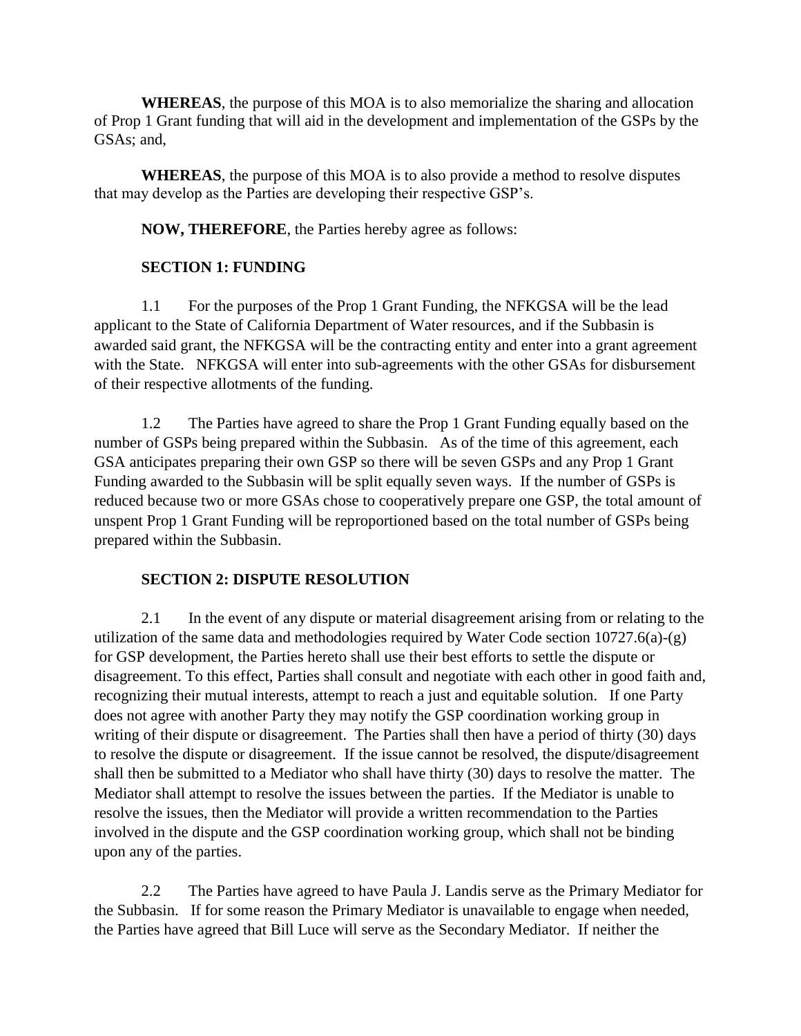**WHEREAS**, the purpose of this MOA is to also memorialize the sharing and allocation of Prop 1 Grant funding that will aid in the development and implementation of the GSPs by the GSAs; and,

**WHEREAS**, the purpose of this MOA is to also provide a method to resolve disputes that may develop as the Parties are developing their respective GSP's.

**NOW, THEREFORE**, the Parties hereby agree as follows:

**SECTION 1: FUNDING**

1.1 For the purposes of the Prop 1 Grant Funding, the NFKGSA will be the lead applicant to the State of California Department of Water resources, and if the Subbasin is awarded said grant, the NFKGSA will be the contracting entity and enter into a grant agreement with the State. NFKGSA will enter into sub-agreements with the other GSAs for disbursement of their respective allotments of the funding.

1.2 The Parties have agreed to share the Prop 1 Grant Funding equally based on the number of GSPs being prepared within the Subbasin. As of the time of this agreement, each GSA anticipates preparing their own GSP so there will be seven GSPs and any Prop 1 Grant Funding awarded to the Subbasin will be split equally seven ways. If the number of GSPs is reduced because two or more GSAs chose to cooperatively prepare one GSP, the total amount of unspent Prop 1 Grant Funding will be reproportioned based on the total number of GSPs being prepared within the Subbasin.

**SECTION 2: DISPUTE RESOLUTION**

2.1 In the event of any dispute or material disagreement arising from or relating to the utilization of the same data and methodologies required by Water Code section 10727.6(a)-(g) for GSP development, the Parties hereto shall use their best efforts to settle the dispute or disagreement. To this effect, Parties shall consult and negotiate with each other in good faith and, recognizing their mutual interests, attempt to reach a just and equitable solution. If one Party does not agree with another Party they may notify the GSP coordination working group in writing of their dispute or disagreement. The Parties shall then have a period of thirty (30) days to resolve the dispute or disagreement. If the issue cannot be resolved, the dispute/disagreement shall then be submitted to a Mediator who shall have thirty (30) days to resolve the matter. The Mediator shall attempt to resolve the issues between the parties. If the Mediator is unable to resolve the issues, then the Mediator will provide a written recommendation to the Parties involved in the dispute and the GSP coordination working group, which shall not be binding upon any of the parties.

2.2 The Parties have agreed to have Paula J. Landis serve as the Primary Mediator for the Subbasin. If for some reason the Primary Mediator is unavailable to engage when needed, the Parties have agreed that Bill Luce will serve as the Secondary Mediator. If neither the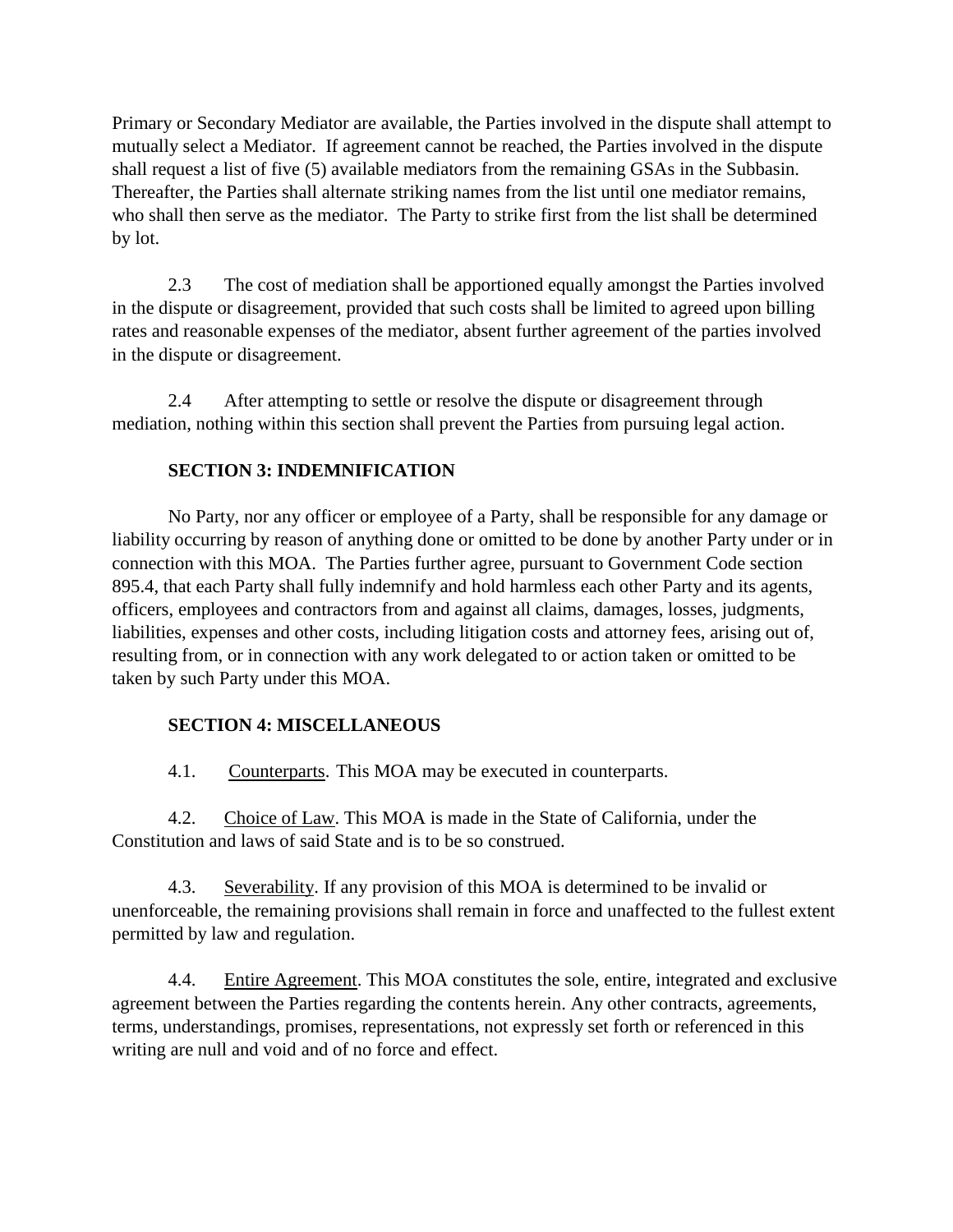Primary or Secondary Mediator are available, the Parties involved in the dispute shall attempt to mutually select a Mediator. If agreement cannot be reached, the Parties involved in the dispute shall request a list of five (5) available mediators from the remaining GSAs in the Subbasin. Thereafter, the Parties shall alternate striking names from the list until one mediator remains, who shall then serve as the mediator. The Party to strike first from the list shall be determined by lot.

2.3 The cost of mediation shall be apportioned equally amongst the Parties involved in the dispute or disagreement, provided that such costs shall be limited to agreed upon billing rates and reasonable expenses of the mediator, absent further agreement of the parties involved in the dispute or disagreement.

2.4 After attempting to settle or resolve the dispute or disagreement through mediation, nothing within this section shall prevent the Parties from pursuing legal action.

**SECTION 3: INDEMNIFICATION**

No Party, nor any officer or employee of a Party, shall be responsible for any damage or liability occurring by reason of anything done or omitted to be done by another Party under or in connection with this MOA. The Parties further agree, pursuant to Government Code section 895.4, that each Party shall fully indemnify and hold harmless each other Party and its agents, officers, employees and contractors from and against all claims, damages, losses, judgments, liabilities, expenses and other costs, including litigation costs and attorney fees, arising out of, resulting from, or in connection with any work delegated to or action taken or omitted to be taken by such Party under this MOA.

**SECTION 4: MISCELLANEOUS**

4.1. Counterparts. This MOA may be executed in counterparts.

4.2. Choice of Law. This MOA is made in the State of California, under the Constitution and laws of said State and is to be so construed.

4.3. Severability. If any provision of this MOA is determined to be invalid or unenforceable, the remaining provisions shall remain in force and unaffected to the fullest extent permitted by law and regulation.

4.4. Entire Agreement. This MOA constitutes the sole, entire, integrated and exclusive agreement between the Parties regarding the contents herein. Any other contracts, agreements, terms, understandings, promises, representations, not expressly set forth or referenced in this writing are null and void and of no force and effect.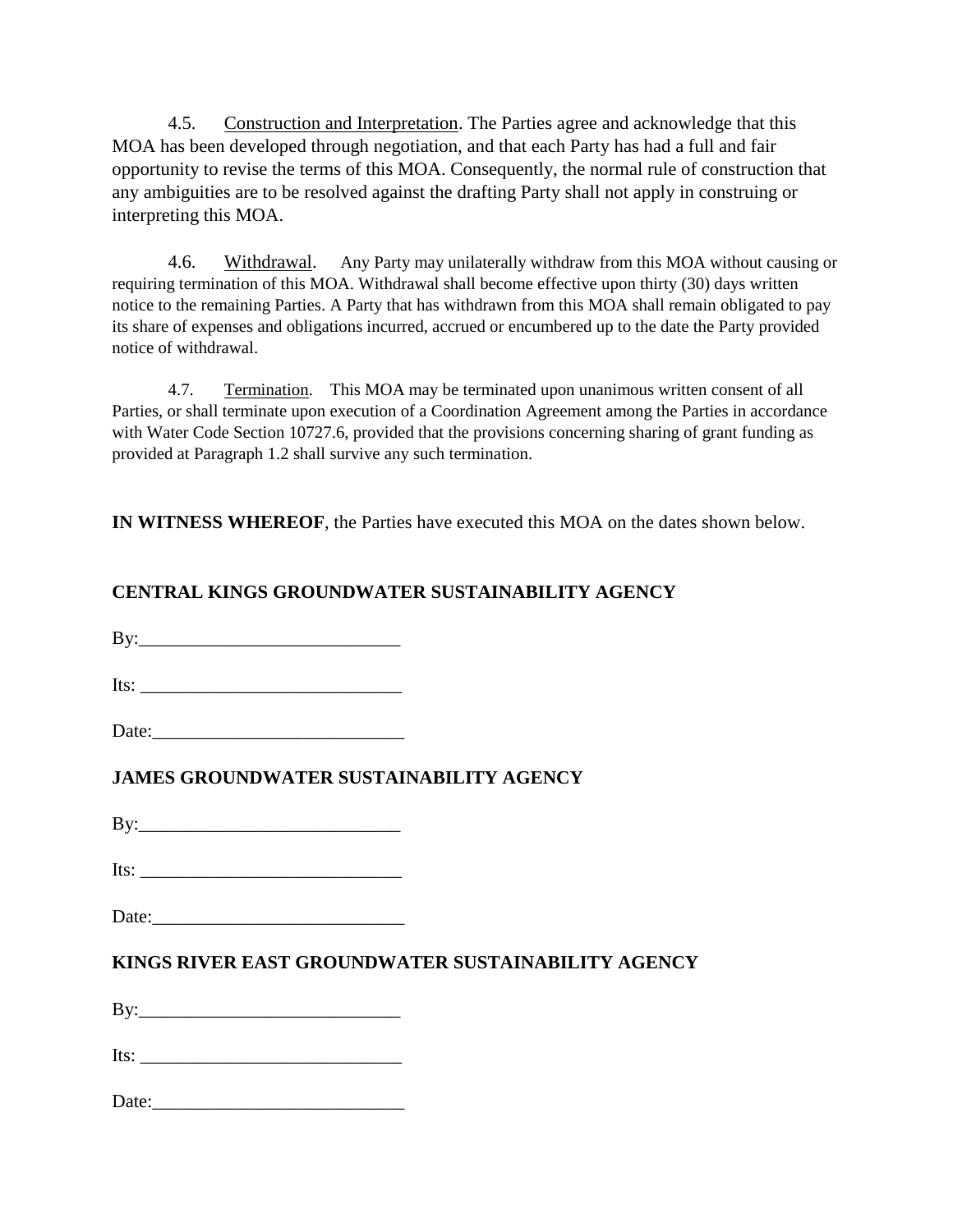4.5. Construction and Interpretation. The Parties agree and acknowledge that this MOA has been developed through negotiation, and that each Party has had a full and fair opportunity to revise the terms of this MOA. Consequently, the normal rule of construction that any ambiguities are to be resolved against the drafting Party shall not apply in construing or interpreting this MOA.

4.6. Withdrawal. Any Party may unilaterally withdraw from this MOA without causing or requiring termination of this MOA. Withdrawal shall become effective upon thirty (30) days written notice to the remaining Parties. A Party that has withdrawn from this MOA shall remain obligated to pay its share of expenses and obligations incurred, accrued or encumbered up to the date the Party provided notice of withdrawal.

4.7. Termination. This MOA may be terminated upon unanimous written consent of all Parties, or shall terminate upon execution of a Coordination Agreement among the Parties in accordance with Water Code Section 10727.6, provided that the provisions concerning sharing of grant funding as provided at Paragraph 1.2 shall survive any such termination.

**IN WITNESS WHEREOF**, the Parties have executed this MOA on the dates shown below.

**CENTRAL KINGS GROUNDWATER SUSTAINABILITY AGENCY**

By:____________________________

Its: ____________________________

Date:___________________________

**JAMES GROUNDWATER SUSTAINABILITY AGENCY**

By:____________________________

Its: ____________________________

Date:___________________________

**KINGS RIVER EAST GROUNDWATER SUSTAINABILITY AGENCY**

By:____________________________

Its: ____________________________

Date:___________________________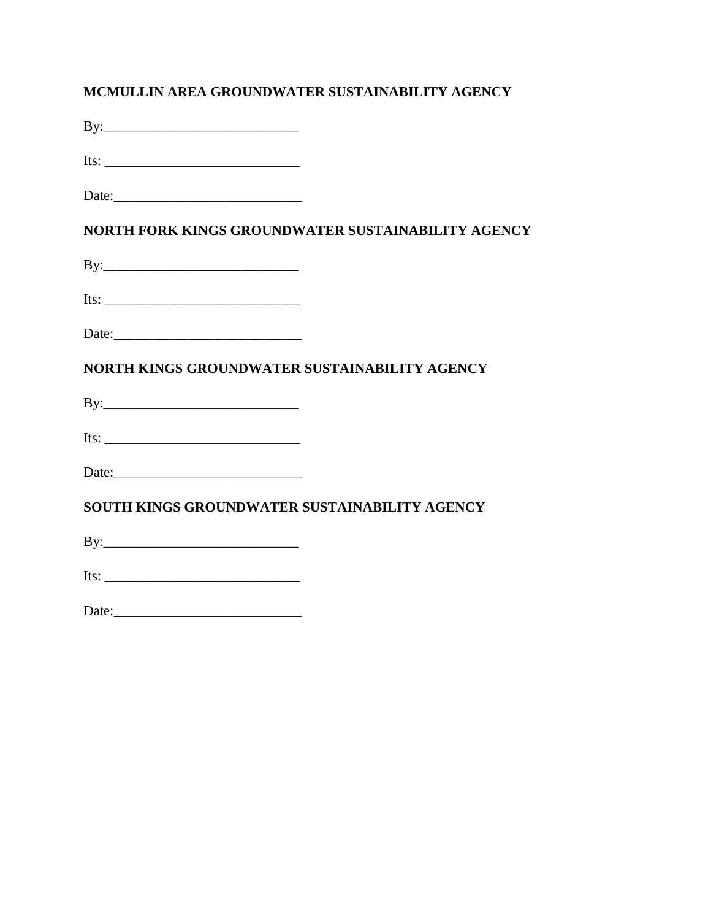**MCMULLIN AREA GROUNDWATER SUSTAINABILITY AGENCY**

By:____________________________

Its: ____________________________

Date:___________________________

**NORTH FORK KINGS GROUNDWATER SUSTAINABILITY AGENCY**

By:____________________________

Its: ____________________________

Date:___________________________

**NORTH KINGS GROUNDWATER SUSTAINABILITY AGENCY**

By:____________________________

Its: ____________________________

Date:___________________________

**SOUTH KINGS GROUNDWATER SUSTAINABILITY AGENCY**

By:____________________________

Its: ____________________________

Date:___________________________